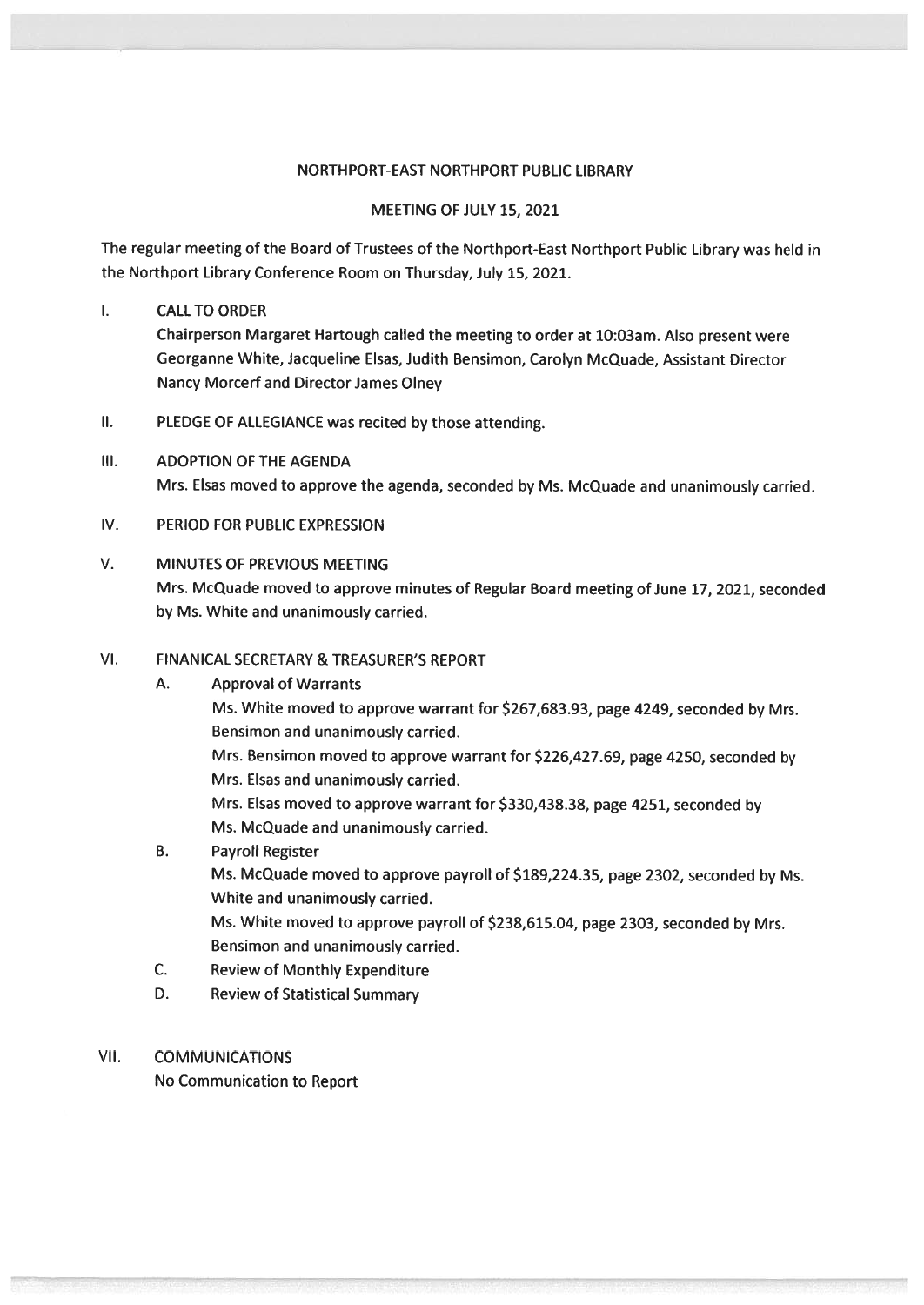# NORTHPORT-EAST NORTHPORT PUBLIC LIBRARY

## MEETING OF JULY 15, 2021

The regular meeting of the Board of Trustees of the Northport-East Northport Public Library was held in the Northport Library Conference Room on Thursday, July 15, 2021.

I. CALL TO ORDER

Chairperson Margaret Hartough called the meeting to order at 10:03am. Also present were Georganne White, Jacqueline Elsas, Judith Bensimon, Carolyn McQuade, Assistant Director Nancy Morcerf and Director James Olney

II. PLEDGE OF ALLEGIANCE was recited by those attending.

III. ADOPTION OF THE AGENDA

Mrs. Elsas moved to approve the agenda, seconded by Ms. McQuade and unanimously carried.

IV. PERIOD FOR PUBLIC EXPRESSION

V. MINUTES OF PREVIOUS MEETING

Mrs. McQuade moved to approve minutes of Regular Board meeting of June 17, 2021, seconded by Ms. White and unanimously carried.

VI. FINANICAL SECRETARY & TREASURER'S REPORT

A. Approval of Warrants

Ms. White moved to approve warrant for $267,683.93, page 4249, seconded by Mrs. Bensimon and unanimously carried.

Mrs. Bensimon moved to approve warrant for $226,427.69, page 4250, seconded by Mrs. Elsas and unanimously carried.

Mrs. Elsas moved to approve warrant for $330,438.38, page 4251, seconded by Ms. McQuade and unanimously carried.

B. Payroll Register

Ms. McQuade moved to approve payroll of $189,224.35, page 2302, seconded by Ms. White and unanimously carried.

Ms. White moved to approve payroll of $238,615.04, page 2303, seconded by Mrs. Bensimon and unanimously carried.

C. Review of Monthly Expenditure

D. Review of Statistical Summary

VII. COMMUNICATIONS

No Communication to Report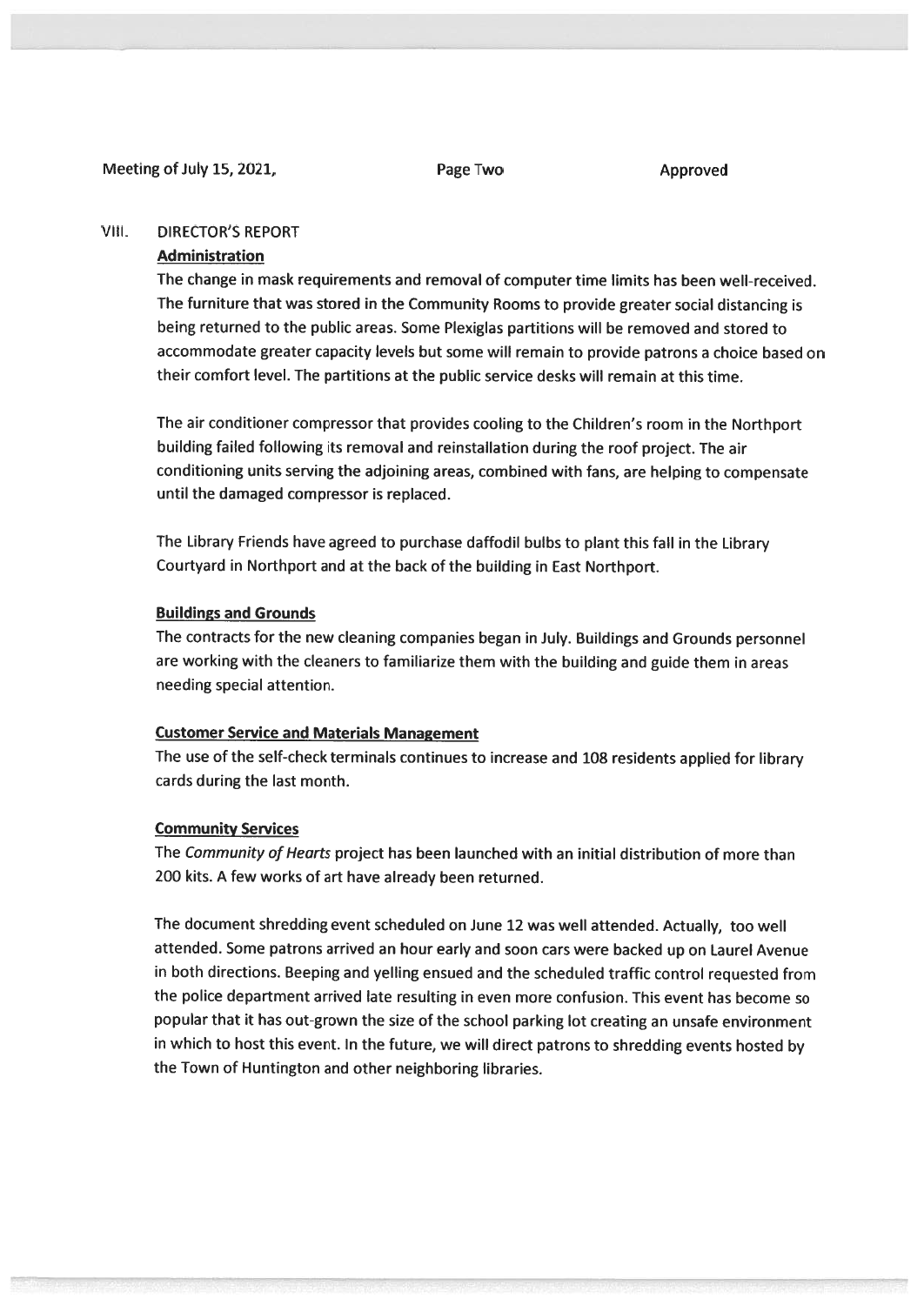## VIII. DIRECTOR'S REPORT

### Administration

The change in mask requirements and removal of computer time limits has been well-received. The furniture that was stored in the Community Rooms to provide greater social distancing is being returned to the public areas. Some Plexiglas partitions will be removed and stored to accommodate greater capacity levels but some will remain to provide patrons a choice based on their comfort level. The partitions at the public service desks will remain at this time.

The air conditioner compressor that provides cooling to the Children's room in the Northport building failed following its removal and reinstallation during the roof project. The air conditioning units serving the adjoining areas, combined with fans, are helping to compensate until the damaged compressor is replaced.

The Library Friends have agreed to purchase daffodil bulbs to plant this fall in the Library Courtyard in Northport and at the back of the building in East Northport.

### Buildings and Grounds

The contracts for the new cleaning companies began in July. Buildings and Grounds personnel are working with the cleaners to familiarize them with the building and guide them in areas needing special attention.

### Customer Service and Materials Management

The use of the self-check terminals continues to increase and 108 residents applied for library cards during the last month.

### Community Services

The *Community of Hearts* project has been launched with an initial distribution of more than 200 kits. A few works of art have already been returned.

The document shredding event scheduled on June 12 was well attended. Actually, too well attended. Some patrons arrived an hour early and soon cars were backed up on Laurel Avenue in both directions. Beeping and yelling ensued and the scheduled traffic control requested from the police department arrived late resulting in even more confusion. This event has become so popular that it has out-grown the size of the school parking lot creating an unsafe environment in which to host this event. In the future, we will direct patrons to shredding events hosted by the Town of Huntington and other neighboring libraries.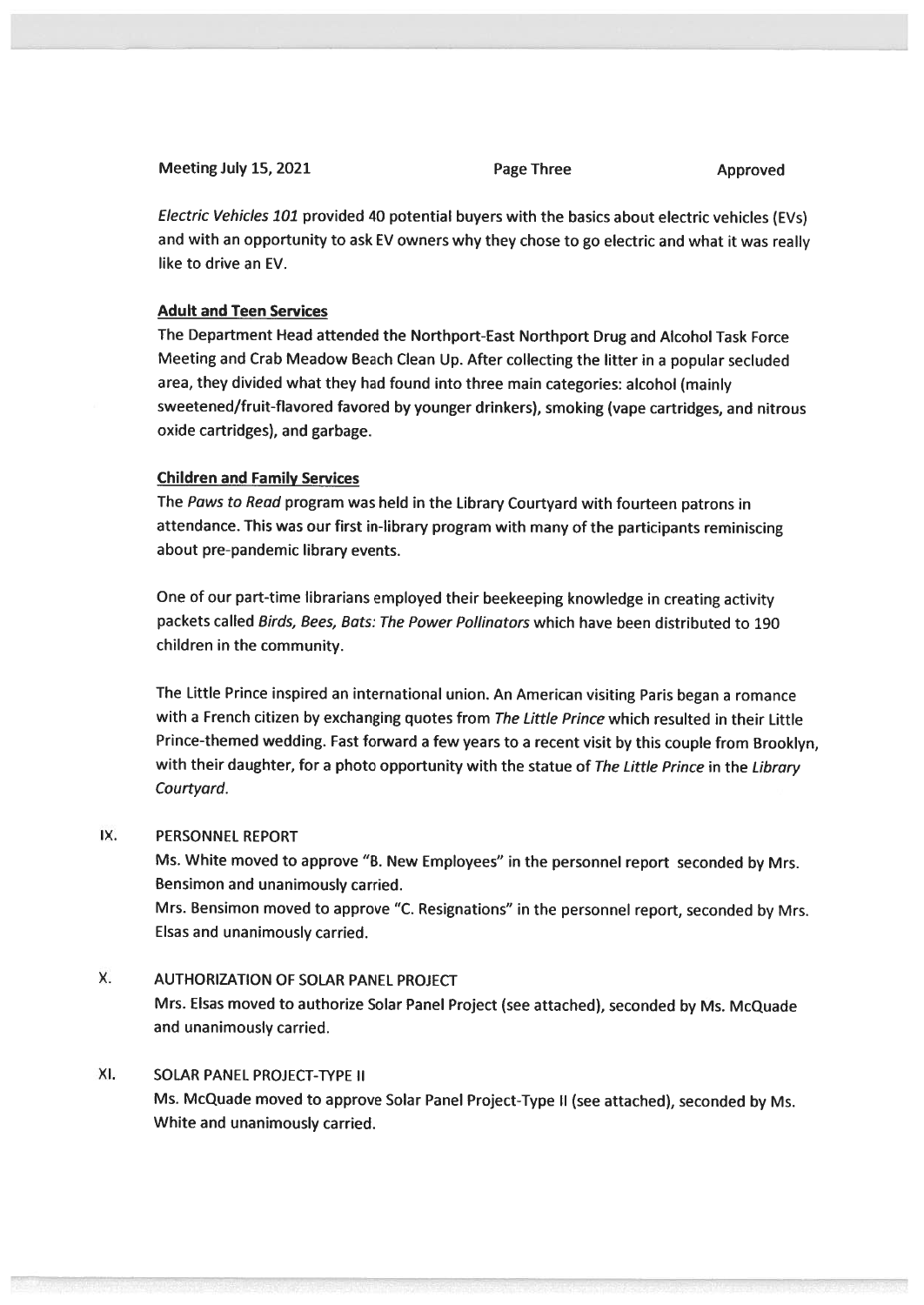*Electric Vehicles 101* provided 40 potential buyers with the basics about electric vehicles (EVs) and with an opportunity to ask EV owners why they chose to go electric and what it was really like to drive an EV.

**Adult and Teen Services**

The Department Head attended the Northport-East Northport Drug and Alcohol Task Force Meeting and Crab Meadow Beach Clean Up. After collecting the litter in a popular secluded area, they divided what they had found into three main categories: alcohol (mainly sweetened/fruit-flavored favored by younger drinkers), smoking (vape cartridges, and nitrous oxide cartridges), and garbage.

**Children and Family Services**

The *Paws to Read* program was held in the Library Courtyard with fourteen patrons in attendance. This was our first in-library program with many of the participants reminiscing about pre-pandemic library events.

One of our part-time librarians employed their beekeeping knowledge in creating activity packets called *Birds, Bees, Bats: The Power Pollinators* which have been distributed to 190 children in the community.

The Little Prince inspired an international union. An American visiting Paris began a romance with a French citizen by exchanging quotes from *The Little Prince* which resulted in their Little Prince-themed wedding. Fast forward a few years to a recent visit by this couple from Brooklyn, with their daughter, for a photo opportunity with the statue of *The Little Prince* in the *Library Courtyard*.

IX. PERSONNEL REPORT

Ms. White moved to approve "B. New Employees" in the personnel report seconded by Mrs. Bensimon and unanimously carried.

Mrs. Bensimon moved to approve "C. Resignations" in the personnel report, seconded by Mrs. Elsas and unanimously carried.

X. AUTHORIZATION OF SOLAR PANEL PROJECT

Mrs. Elsas moved to authorize Solar Panel Project (see attached), seconded by Ms. McQuade and unanimously carried.

XI. SOLAR PANEL PROJECT-TYPE II

Ms. McQuade moved to approve Solar Panel Project-Type II (see attached), seconded by Ms. White and unanimously carried.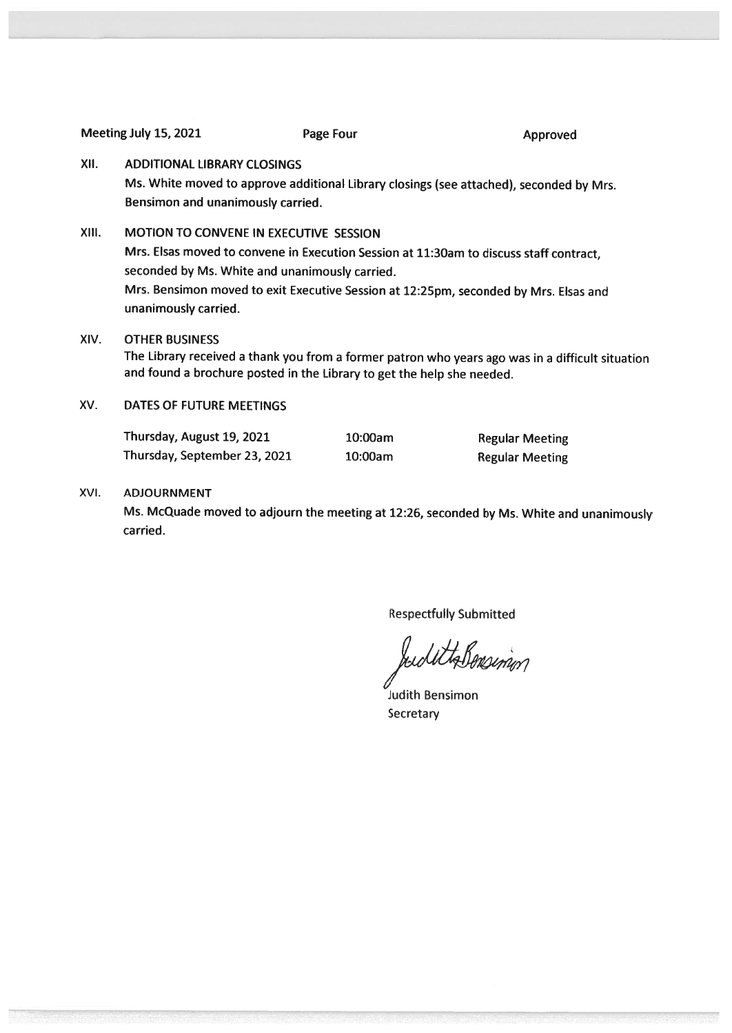Meeting July 15, 2021 | Page Four | Approved

## XII. ADDITIONAL LIBRARY CLOSINGS

Ms. White moved to approve additional Library closings (see attached), seconded by Mrs. Bensimon and unanimously carried.

## XIII. MOTION TO CONVENE IN EXECUTIVE SESSION

Mrs. Elsas moved to convene in Execution Session at 11:30am to discuss staff contract, seconded by Ms. White and unanimously carried.

Mrs. Bensimon moved to exit Executive Session at 12:25pm, seconded by Mrs. Elsas and unanimously carried.

## XIV. OTHER BUSINESS

The Library received a thank you from a former patron who years ago was in a difficult situation and found a brochure posted in the Library to get the help she needed.

## XV. DATES OF FUTURE MEETINGS

| | | |
|---|---|---|
| Thursday, August 19, 2021 | 10:00am | Regular Meeting |
| Thursday, September 23, 2021 | 10:00am | Regular Meeting |

## XVI. ADJOURNMENT

Ms. McQuade moved to adjourn the meeting at 12:26, seconded by Ms. White and unanimously carried.

Respectfully Submitted

Judith Bensimon

Judith Bensimon
Secretary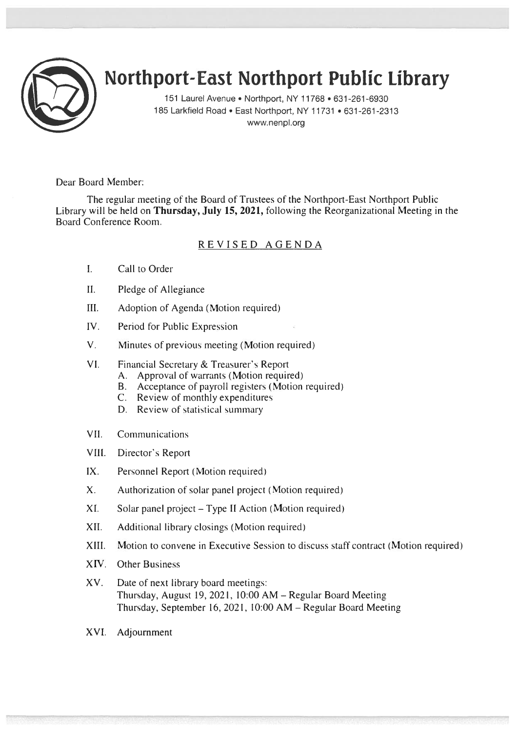# Northport-East Northport Public Library

151 Laurel Avenue • Northport, NY 11768 • 631-261-6930
185 Larkfield Road • East Northport, NY 11731 • 631-261-2313
www.nenpl.org

Dear Board Member:

The regular meeting of the Board of Trustees of the Northport-East Northport Public Library will be held on **Thursday, July 15, 2021,** following the Reorganizational Meeting in the Board Conference Room.

## REVISED AGENDA

I. Call to Order

II. Pledge of Allegiance

III. Adoption of Agenda (Motion required)

IV. Period for Public Expression

V. Minutes of previous meeting (Motion required)

VI. Financial Secretary & Treasurer's Report
   - A. Approval of warrants (Motion required)
   - B. Acceptance of payroll registers (Motion required)
   - C. Review of monthly expenditures
   - D. Review of statistical summary

VII. Communications

VIII. Director's Report

IX. Personnel Report (Motion required)

X. Authorization of solar panel project (Motion required)

XI. Solar panel project – Type II Action (Motion required)

XII. Additional library closings (Motion required)

XIII. Motion to convene in Executive Session to discuss staff contract (Motion required)

XIV. Other Business

XV. Date of next library board meetings:
Thursday, August 19, 2021, 10:00 AM – Regular Board Meeting
Thursday, September 16, 2021, 10:00 AM – Regular Board Meeting

XVI. Adjournment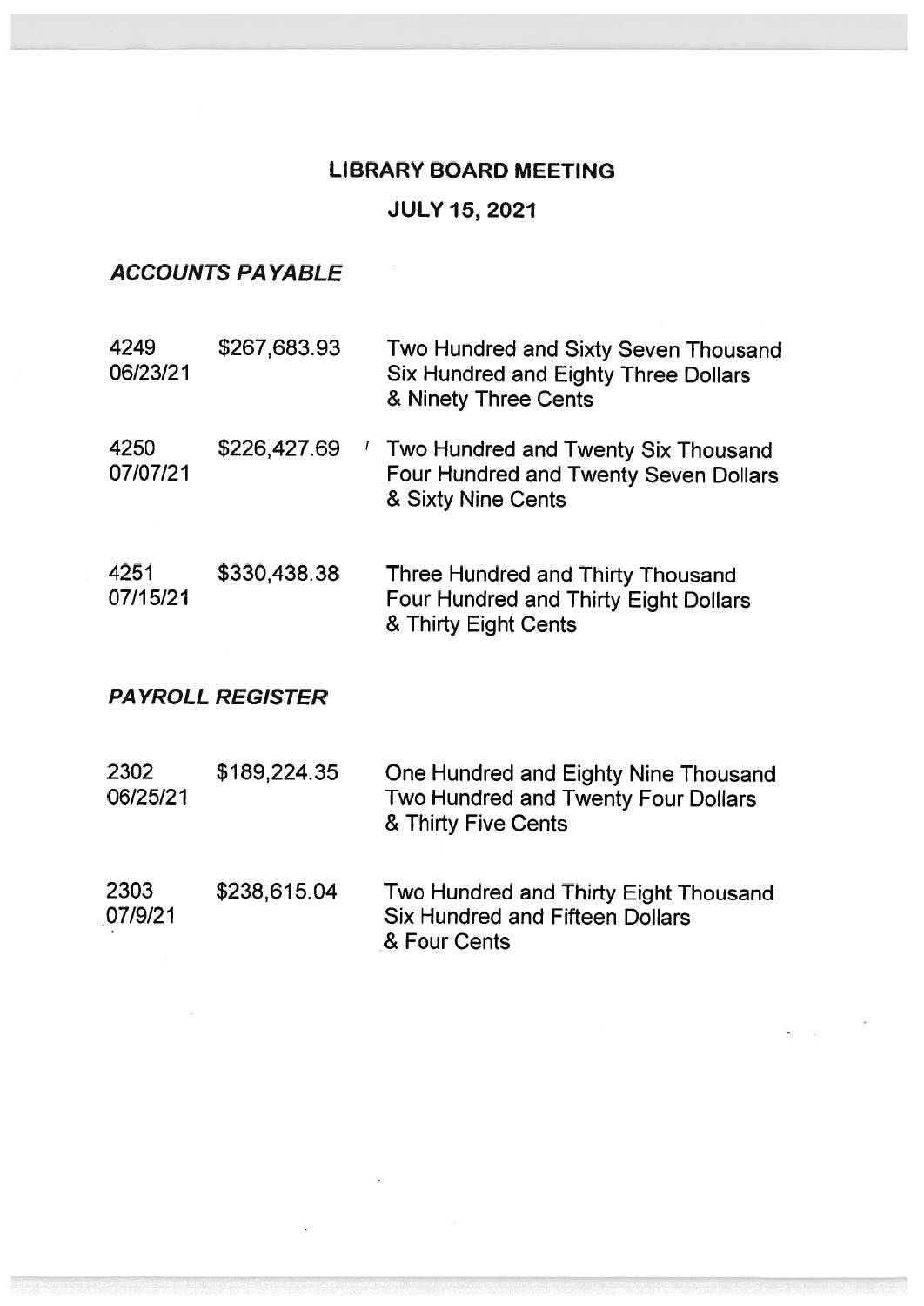# LIBRARY BOARD MEETING

## JULY 15, 2021

### *ACCOUNTS PAYABLE*

| | | |
|---|---|---|
| 4249<br>06/23/21 | \$267,683.93 | Two Hundred and Sixty Seven Thousand Six Hundred and Eighty Three Dollars & Ninety Three Cents |
| 4250<br>07/07/21 | \$226,427.69 | Two Hundred and Twenty Six Thousand Four Hundred and Twenty Seven Dollars & Sixty Nine Cents |
| 4251<br>07/15/21 | \$330,438.38 | Three Hundred and Thirty Thousand Four Hundred and Thirty Eight Dollars & Thirty Eight Cents |

### *PAYROLL REGISTER*

| | | |
|---|---|---|
| 2302<br>06/25/21 | \$189,224.35 | One Hundred and Eighty Nine Thousand Two Hundred and Twenty Four Dollars & Thirty Five Cents |
| 2303<br>07/9/21 | \$238,615.04 | Two Hundred and Thirty Eight Thousand Six Hundred and Fifteen Dollars & Four Cents |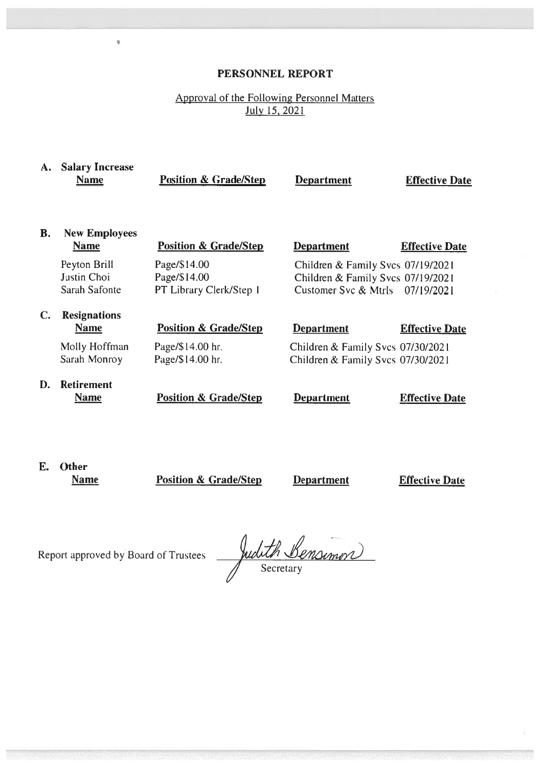# PERSONNEL REPORT

Approval of the Following Personnel Matters
July 15, 2021

**A. Salary Increase**

| Name | Position & Grade/Step | Department | Effective Date |
|---|---|---|---|

**B. New Employees**

| Name | Position & Grade/Step | Department | Effective Date |
|---|---|---|---|
| Peyton Brill | Page/$14.00 | Children & Family Svcs | 07/19/2021 |
| Justin Choi | Page/$14.00 | Children & Family Svcs | 07/19/2021 |
| Sarah Safonte | PT Library Clerk/Step 1 | Customer Svc & Mtrls | 07/19/2021 |

**C. Resignations**

| Name | Position & Grade/Step | Department | Effective Date |
|---|---|---|---|
| Molly Hoffman | Page/$14.00 hr. | Children & Family Svcs | 07/30/2021 |
| Sarah Monroy | Page/$14.00 hr. | Children & Family Svcs | 07/30/2021 |

**D. Retirement**

| Name | Position & Grade/Step | Department | Effective Date |
|---|---|---|---|

**E. Other**

| Name | Position & Grade/Step | Department | Effective Date |
|---|---|---|---|

Report approved by Board of Trustees Judith Bensimon

Secretary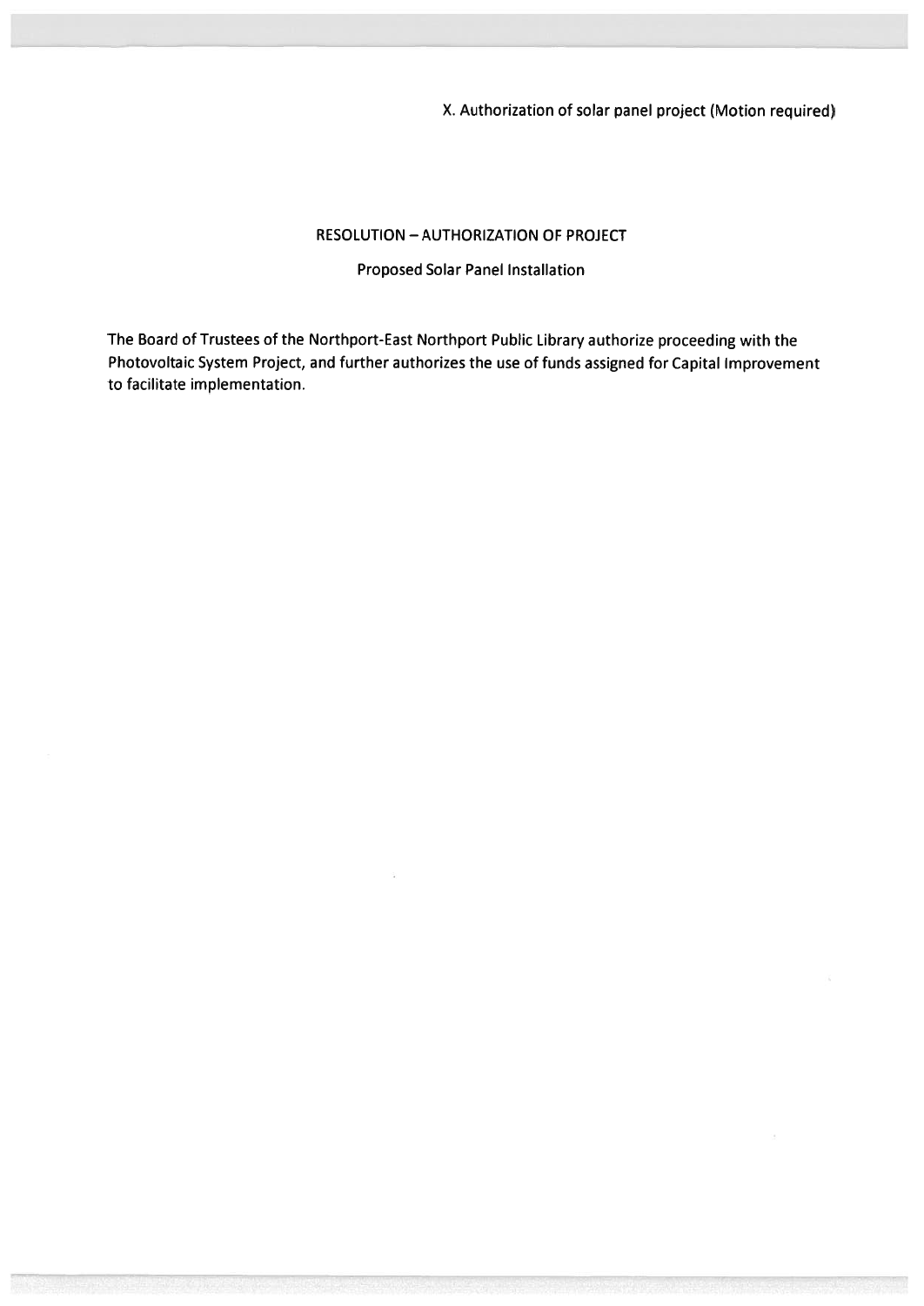X. Authorization of solar panel project (Motion required)

RESOLUTION – AUTHORIZATION OF PROJECT

Proposed Solar Panel Installation

The Board of Trustees of the Northport-East Northport Public Library authorize proceeding with the Photovoltaic System Project, and further authorizes the use of funds assigned for Capital Improvement to facilitate implementation.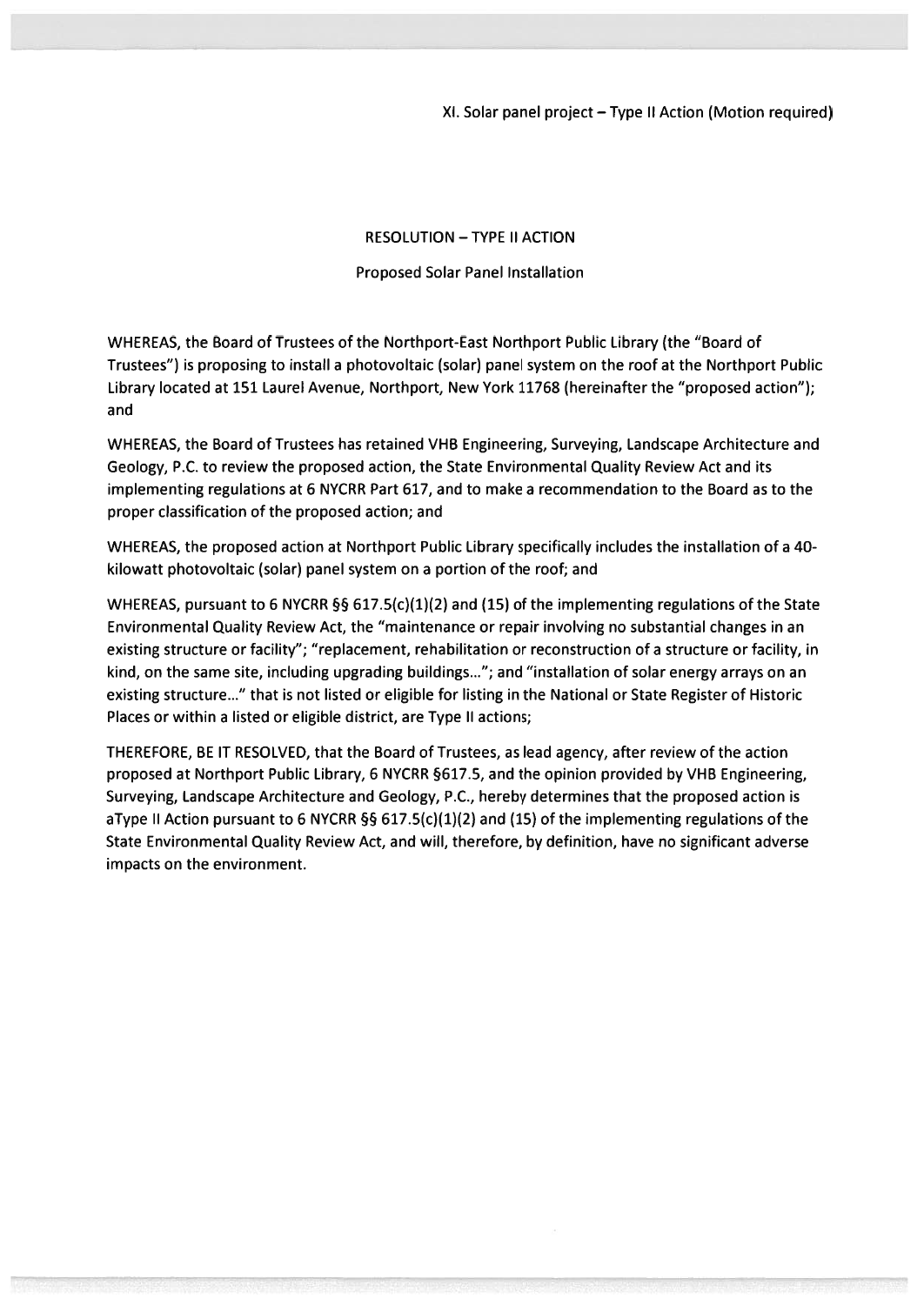XI. Solar panel project – Type II Action (Motion required)

RESOLUTION – TYPE II ACTION

Proposed Solar Panel Installation

WHEREAS, the Board of Trustees of the Northport-East Northport Public Library (the "Board of Trustees") is proposing to install a photovoltaic (solar) panel system on the roof at the Northport Public Library located at 151 Laurel Avenue, Northport, New York 11768 (hereinafter the "proposed action"); and

WHEREAS, the Board of Trustees has retained VHB Engineering, Surveying, Landscape Architecture and Geology, P.C. to review the proposed action, the State Environmental Quality Review Act and its implementing regulations at 6 NYCRR Part 617, and to make a recommendation to the Board as to the proper classification of the proposed action; and

WHEREAS, the proposed action at Northport Public Library specifically includes the installation of a 40-kilowatt photovoltaic (solar) panel system on a portion of the roof; and

WHEREAS, pursuant to 6 NYCRR §§ 617.5(c)(1)(2) and (15) of the implementing regulations of the State Environmental Quality Review Act, the "maintenance or repair involving no substantial changes in an existing structure or facility"; "replacement, rehabilitation or reconstruction of a structure or facility, in kind, on the same site, including upgrading buildings..."; and "installation of solar energy arrays on an existing structure..." that is not listed or eligible for listing in the National or State Register of Historic Places or within a listed or eligible district, are Type II actions;

THEREFORE, BE IT RESOLVED, that the Board of Trustees, as lead agency, after review of the action proposed at Northport Public Library, 6 NYCRR §617.5, and the opinion provided by VHB Engineering, Surveying, Landscape Architecture and Geology, P.C., hereby determines that the proposed action is aType II Action pursuant to 6 NYCRR §§ 617.5(c)(1)(2) and (15) of the implementing regulations of the State Environmental Quality Review Act, and will, therefore, by definition, have no significant adverse impacts on the environment.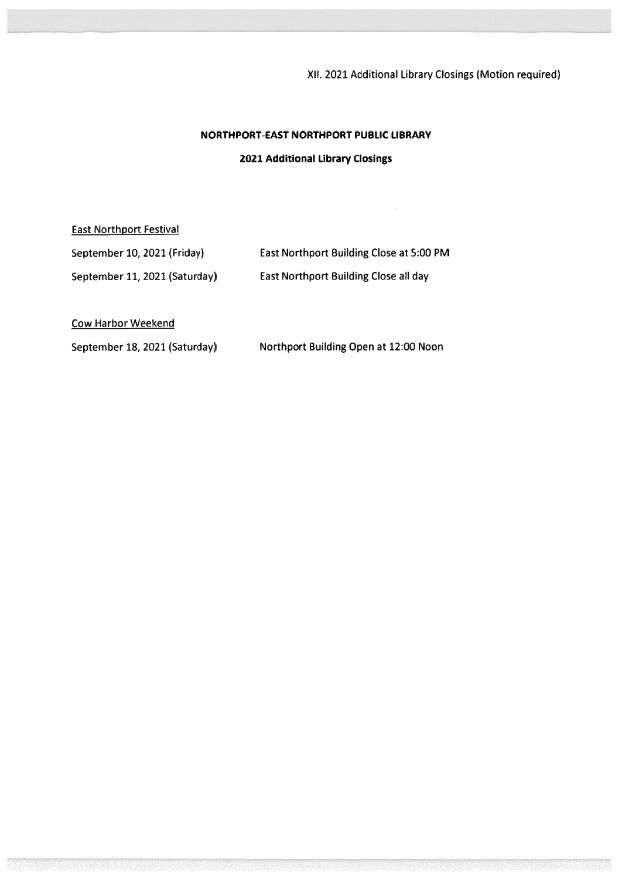XII. 2021 Additional Library Closings (Motion required)

## NORTHPORT-EAST NORTHPORT PUBLIC LIBRARY

### 2021 Additional Library Closings

East Northport Festival

| | |
|---|---|
| September 10, 2021 (Friday) | East Northport Building Close at 5:00 PM |
| September 11, 2021 (Saturday) | East Northport Building Close all day |

Cow Harbor Weekend

| | |
|---|---|
| September 18, 2021 (Saturday) | Northport Building Open at 12:00 Noon |